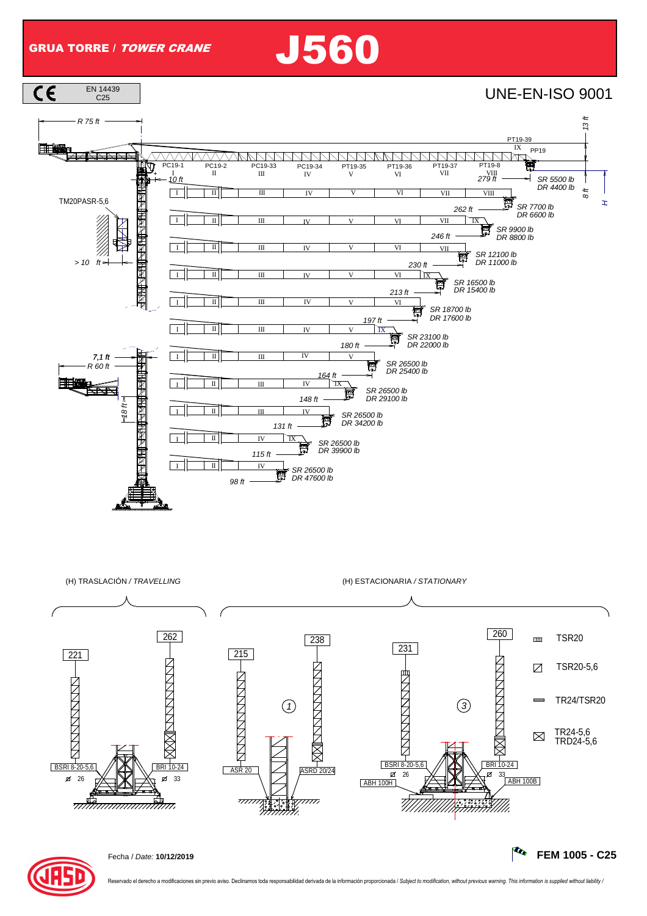# GRUA TORRE / *TOWER CRANE* J560

EN 14439 C25

UNE-EN-ISO 9001

| Jib length | Jib sections | SR | DR |
|---|---|---|---|
| 279 ft | I, II, III, IV, V, VI, VII, VIII | SR 5500 lb | DR 4400 lb |
| 262 ft | I, II, III, IV, V, VI, VII, VIII | SR 7700 lb | DR 6600 lb |
| 246 ft | I, II, III, IV, V, VI, VII, IX | SR 9900 lb | DR 8800 lb |
| 230 ft | I, II, III, IV, V, VI, VII | SR 12100 lb | DR 11000 lb |
| 213 ft | I, II, III, IV, V, VI, IX | SR 16500 lb | DR 15400 lb |
| 197 ft | I, II, III, IV, V, VI | SR 18700 lb | DR 17600 lb |
| 180 ft | I, II, III, IV, V, IX | SR 23100 lb | DR 22000 lb |
| 164 ft | I, II, III, IV, V | SR 26500 lb | DR 25400 lb |
| 148 ft | I, II, III, IV, IX | SR 26500 lb | DR 29100 lb |
| 131 ft | I, II, III, IV | SR 26500 lb | DR 34200 lb |
| 115 ft | I, II, IV, IX | SR 26500 lb | DR 39900 lb |
| 98 ft | I, II, IV | SR 26500 lb | DR 47600 lb |

Jib sections: PC19-1 (I), PC19-2 (II), PC19-33 (III), PC19-34 (IV), PT19-35 (V), PT19-36 (VI), PT19-37 (VII), PT19-8 (VIII), PT19-39 (IX), PP19

R 75 ft; 13 ft; 10 ft; 8 ft; H; TM20PASR-5,6; > 10 ft; 7,1 ft; R 60 ft; 48 ft

(H) TRASLACIÓN / *TRAVELLING*

| Height (ft) | Mast | Base | Ø |
|---|---|---|---|
| 221 | | BSRI 8-20-5,6 | 26 |
| 262 | | BRI 10-24 | 33 |

(H) ESTACIONARIA / *STATIONARY*

| Height (ft) | Base |
|---|---|
| 215 | ASR 20 (1) |
| 238 | ASRD 20/24 (1) |
| 231 | BSRI 8-20-5,6 Ø 26, ABH 100H (3) |
| 260 | BRI 10-24 Ø 33, ABH 100B (3) |

- TSR20
- TSR20-5,6
- TR24/TSR20
- TR24-5,6 / TRD24-5,6

Fecha / *Date:* **10/12/2019**

**FEM 1005 - C25**

Reservado el derecho a modificaciones sin previo aviso. Declinamos toda responsabilidad derivada de la información proporcionada / *Subject to modification, without previous warning. This information is supplied without liability /*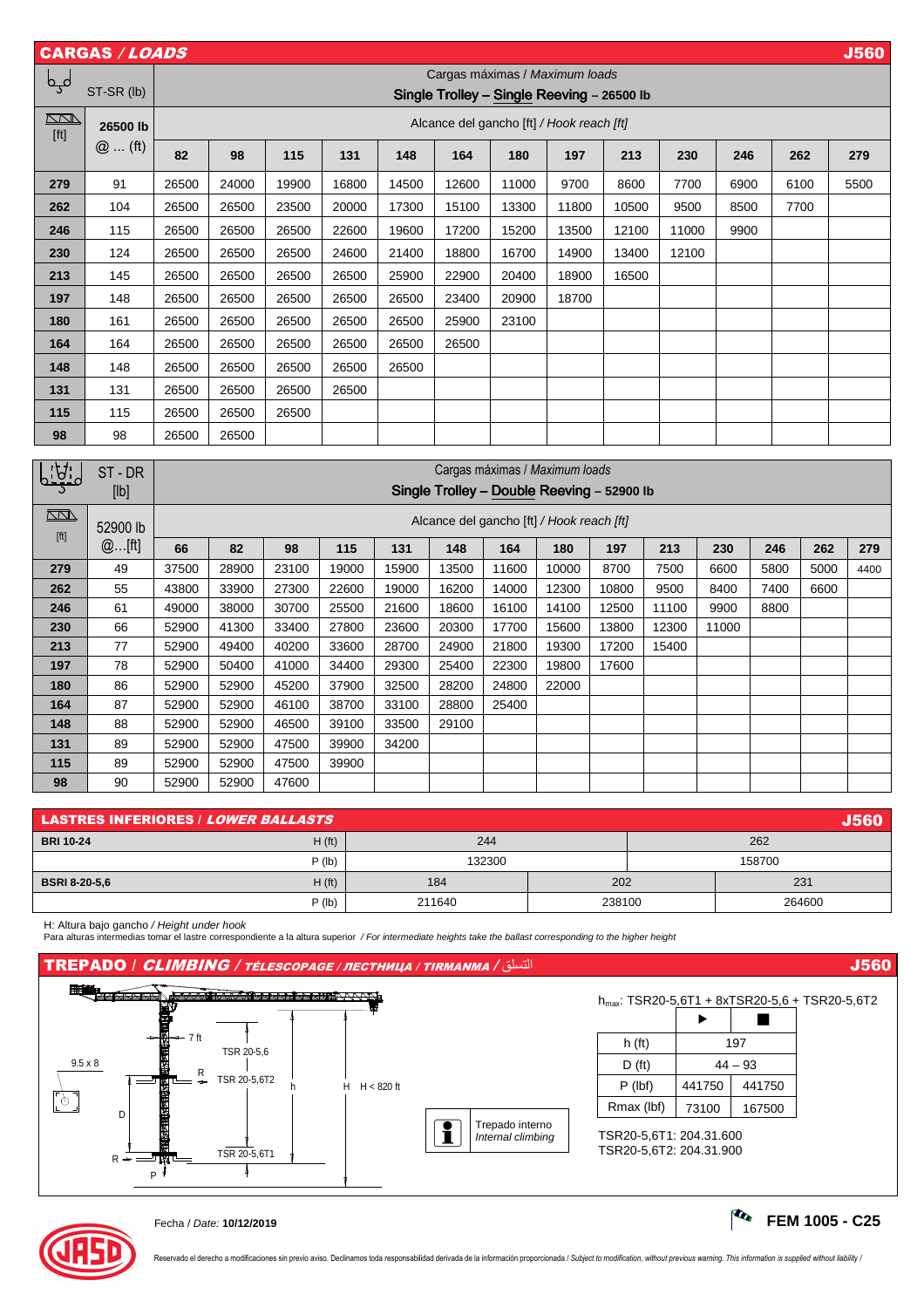## CARGAS / *LOADS* — J560

| ST-SR (lb) | | Cargas máximas / *Maximum loads* **Single Trolley – Single Reeving – 26500 lb** | | | | | | | | | | | | |
|---|---|---|---|---|---|---|---|---|---|---|---|---|---|---|
| [ft] | **26500 lb** @ ... (ft) | Alcance del gancho [ft] / *Hook reach [ft]* | | | | | | | | | | | | |
| | | **82** | **98** | **115** | **131** | **148** | **164** | **180** | **197** | **213** | **230** | **246** | **262** | **279** |
| **279** | 91 | 26500 | 24000 | 19900 | 16800 | 14500 | 12600 | 11000 | 9700 | 8600 | 7700 | 6900 | 6100 | 5500 |
| **262** | 104 | 26500 | 26500 | 23500 | 20000 | 17300 | 15100 | 13300 | 11800 | 10500 | 9500 | 8500 | 7700 | |
| **246** | 115 | 26500 | 26500 | 26500 | 22600 | 19600 | 17200 | 15200 | 13500 | 12100 | 11000 | 9900 | | |
| **230** | 124 | 26500 | 26500 | 26500 | 24600 | 21400 | 18800 | 16700 | 14900 | 13400 | 12100 | | | |
| **213** | 145 | 26500 | 26500 | 26500 | 26500 | 25900 | 22900 | 20400 | 18900 | 16500 | | | | |
| **197** | 148 | 26500 | 26500 | 26500 | 26500 | 26500 | 23400 | 20900 | 18700 | | | | | |
| **180** | 161 | 26500 | 26500 | 26500 | 26500 | 26500 | 25900 | 23100 | | | | | | |
| **164** | 164 | 26500 | 26500 | 26500 | 26500 | 26500 | 26500 | | | | | | | |
| **148** | 148 | 26500 | 26500 | 26500 | 26500 | 26500 | | | | | | | | |
| **131** | 131 | 26500 | 26500 | 26500 | 26500 | | | | | | | | | |
| **115** | 115 | 26500 | 26500 | 26500 | | | | | | | | | | |
| **98** | 98 | 26500 | 26500 | | | | | | | | | | | |

| ST - DR [lb] | | Cargas máximas / *Maximum loads* **Single Trolley – Double Reeving – 52900 lb** | | | | | | | | | | | | | |
|---|---|---|---|---|---|---|---|---|---|---|---|---|---|---|---|
| [ft] | 52900 lb @...[ft] | Alcance del gancho [ft] / *Hook reach [ft]* | | | | | | | | | | | | | |
| | | **66** | **82** | **98** | **115** | **131** | **148** | **164** | **180** | **197** | **213** | **230** | **246** | **262** | **279** |
| **279** | 49 | 37500 | 28900 | 23100 | 19000 | 15900 | 13500 | 11600 | 10000 | 8700 | 7500 | 6600 | 5800 | 5000 | 4400 |
| **262** | 55 | 43800 | 33900 | 27300 | 22600 | 19000 | 16200 | 14000 | 12300 | 10800 | 9500 | 8400 | 7400 | 6600 | |
| **246** | 61 | 49000 | 38000 | 30700 | 25500 | 21600 | 18600 | 16100 | 14100 | 12500 | 11100 | 9900 | 8800 | | |
| **230** | 66 | 52900 | 41300 | 33400 | 27800 | 23600 | 20300 | 17700 | 15600 | 13800 | 12300 | 11000 | | | |
| **213** | 77 | 52900 | 49400 | 40200 | 33600 | 28700 | 24900 | 21800 | 19300 | 17200 | 15400 | | | | |
| **197** | 78 | 52900 | 50400 | 41000 | 34400 | 29300 | 25400 | 22300 | 19800 | 17600 | | | | | |
| **180** | 86 | 52900 | 52900 | 45200 | 37900 | 32500 | 28200 | 24800 | 22000 | | | | | | |
| **164** | 87 | 52900 | 52900 | 46100 | 38700 | 33100 | 28800 | 25400 | | | | | | | |
| **148** | 88 | 52900 | 52900 | 46500 | 39100 | 33500 | 29100 | | | | | | | | |
| **131** | 89 | 52900 | 52900 | 47500 | 39900 | 34200 | | | | | | | | | |
| **115** | 89 | 52900 | 52900 | 47500 | 39900 | | | | | | | | | | |
| **98** | 90 | 52900 | 52900 | 47600 | | | | | | | | | | | |

## LASTRES INFERIORES / *LOWER BALLASTS* — J560

| | | | | |
|---|---|---|---|---|
| **BRI 10-24** | H (ft) | 244 | | 262 |
| | P (lb) | 132300 | | 158700 |
| **BSRI 8-20-5,6** | H (ft) | 184 | 202 | 231 |
| | P (lb) | 211640 | 238100 | 264600 |

H: Altura bajo gancho / *Height under hook*

Para alturas intermedias tomar el lastre correspondiente a la altura superior / *For intermediate heights take the ballast corresponding to the higher height*

## TREPADO / *CLIMBING / TÉLESCOPAGE / ЛЕСТНИЦА / TIRMANMA /* التسلق — J560

7 ft — 9.5 x 8 — TSR 20-5,6 — TSR 20-5,6T2 — TSR 20-5,6T1 — R — D — P — h — H — H < 820 ft

Trepado interno / *Internal climbing*

$h_{max}$: TSR20-5,6T1 + 8xTSR20-5,6 + TSR20-5,6T2

| | ▶ | ■ |
|---|---|---|
| h (ft) | 197 | |
| D (ft) | 44 – 93 | |
| P (lbf) | 441750 | 441750 |
| Rmax (lbf) | 73100 | 167500 |

TSR20-5,6T1: 204.31.600

TSR20-5,6T2: 204.31.900

Fecha / *Date:* **10/12/2019**

**FEM 1005 - C25**

Reservado el derecho a modificaciones sin previo aviso. Declinamos toda responsabilidad derivada de la información proporcionada / *Subject to modification, without previous warning. This information is supplied without liability /*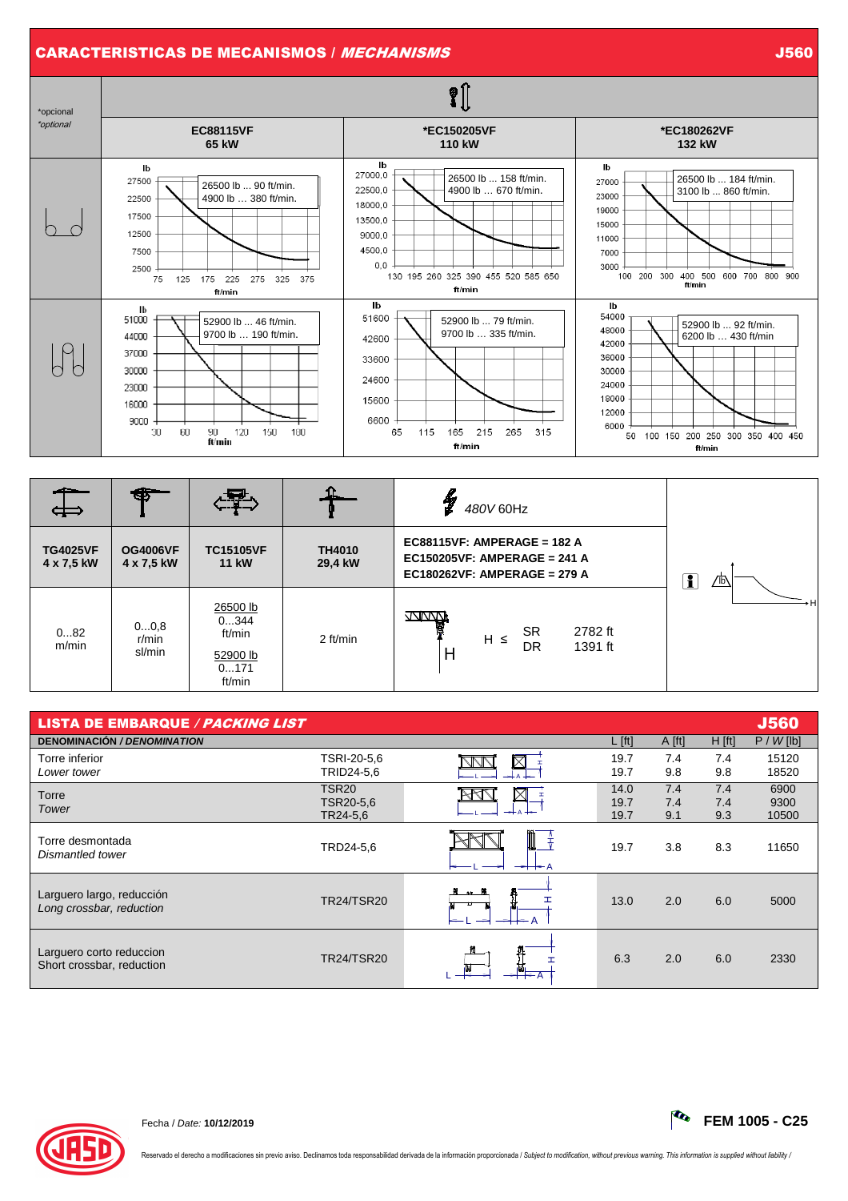## CARACTERISTICAS DE MECANISMOS / *MECHANISMS* — J560

*opcional
*optional*

| | EC88115VF 65 kW | *EC150205VF 110 kW | *EC180262VF 132 kW |
|---|---|---|---|
| 2 ramales | 26500 lb ... 90 ft/min. 4900 lb … 380 ft/min. | 26500 lb ... 158 ft/min. 4900 lb … 670 ft/min. | 26500 lb ... 184 ft/min. 3100 lb … 860 ft/min. |
| 4 ramales | 52900 lb ... 46 ft/min. 9700 lb … 190 ft/min. | 52900 lb ... 79 ft/min. 9700 lb … 335 ft/min. | 52900 lb ... 92 ft/min. 6200 lb … 430 ft/min |

| TG4025VF 4 x 7,5 kW | OG4006VF 4 x 7,5 kW | TC15105VF 11 kW | TH4010 29,4 kW | 480V 60Hz EC88115VF: AMPERAGE = 182 A EC150205VF: AMPERAGE = 241 A EC180262VF: AMPERAGE = 279 A |
|---|---|---|---|---|
| 0...82 m/min | 0...0,8 r/min sl/min | 26500 lb 0...344 ft/min 52900 lb 0...171 ft/min | 2 ft/min | H ≤ SR 2782 ft; DR 1391 ft |

## LISTA DE EMBARQUE / *PACKING LIST* — J560

| DENOMINACIÓN / *DENOMINATION* | | L [ft] | A [ft] | H [ft] | P / *W* [lb] |
|---|---|---|---|---|---|
| Torre inferior / *Lower tower* | TSRI-20-5,6 | 19.7 | 7.4 | 7.4 | 15120 |
| | TRID24-5,6 | 19.7 | 9.8 | 9.8 | 18520 |
| Torre / *Tower* | TSR20 | 14.0 | 7.4 | 7.4 | 6900 |
| | TSR20-5,6 | 19.7 | 7.4 | 7.4 | 9300 |
| | TR24-5,6 | 19.7 | 9.1 | 9.3 | 10500 |
| Torre desmontada / *Dismantled tower* | TRD24-5,6 | 19.7 | 3.8 | 8.3 | 11650 |
| Larguero largo, reducción / *Long crossbar, reduction* | TR24/TSR20 | 13.0 | 2.0 | 6.0 | 5000 |
| Larguero corto reduccion / Short crossbar, reduction | TR24/TSR20 | 6.3 | 2.0 | 6.0 | 2330 |

Fecha / *Date:* **10/12/2019**

**FEM 1005 - C25**

Reservado el derecho a modificaciones sin previo aviso. Declinamos toda responsabilidad derivada de la información proporcionada / *Subject to modification, without previous warning. This information is supplied without liability /*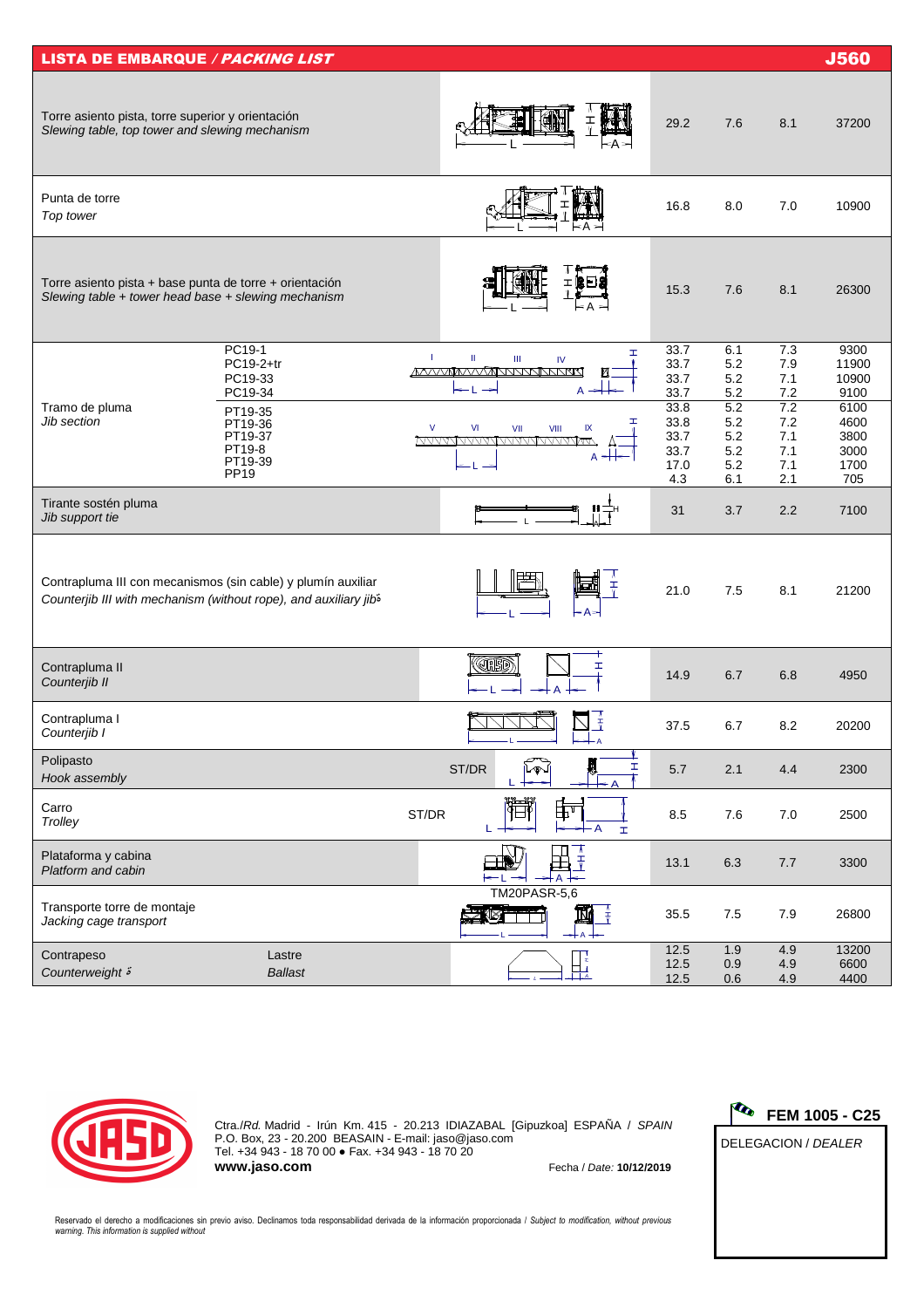## LISTA DE EMBARQUE / *PACKING LIST* — J560

| | | | L | A | H | kg |
|---|---|---|---|---|---|---|
| Torre asiento pista, torre superior y orientación<br>*Slewing table, top tower and slewing mechanism* | | | 29.2 | 7.6 | 8.1 | 37200 |
| Punta de torre<br>*Top tower* | | | 16.8 | 8.0 | 7.0 | 10900 |
| Torre asiento pista + base punta de torre + orientación<br>*Slewing table + tower head base + slewing mechanism* | | | 15.3 | 7.6 | 8.1 | 26300 |
| Tramo de pluma<br>*Jib section* | PC19-1 | I | 33.7 | 6.1 | 7.3 | 9300 |
| | PC19-2+tr | II | 33.7 | 5.2 | 7.9 | 11900 |
| | PC19-33 | III | 33.7 | 5.2 | 7.1 | 10900 |
| | PC19-34 | IV | 33.7 | 5.2 | 7.2 | 9100 |
| | PT19-35 | V | 33.8 | 5.2 | 7.2 | 6100 |
| | PT19-36 | VI | 33.8 | 5.2 | 7.2 | 4600 |
| | PT19-37 | VII | 33.7 | 5.2 | 7.1 | 3800 |
| | PT19-8 | VIII | 33.7 | 5.2 | 7.1 | 3000 |
| | PT19-39 | IX | 17.0 | 5.2 | 7.1 | 1700 |
| | PP19 | | 4.3 | 6.1 | 2.1 | 705 |
| Tirante sostén pluma<br>*Jib support tie* | | | 31 | 3.7 | 2.2 | 7100 |
| Contrapluma III con mecanismos (sin cable) y plumín auxiliar<br>*Counterjib III with mechanism (without rope), and auxiliary jib* | | | 21.0 | 7.5 | 8.1 | 21200 |
| Contrapluma II<br>*Counterjib II* | | | 14.9 | 6.7 | 6.8 | 4950 |
| Contrapluma I<br>*Counterjib I* | | | 37.5 | 6.7 | 8.2 | 20200 |
| Polipasto<br>*Hook assembly* | | ST/DR | 5.7 | 2.1 | 4.4 | 2300 |
| Carro<br>*Trolley* | | ST/DR | 8.5 | 7.6 | 7.0 | 2500 |
| Plataforma y cabina<br>*Platform and cabin* | | | 13.1 | 6.3 | 7.7 | 3300 |
| Transporte torre de montaje<br>*Jacking cage transport* | | TM20PASR-5,6 | 35.5 | 7.5 | 7.9 | 26800 |
| Contrapeso<br>*Counterweight* | Lastre<br>*Ballast* | | 12.5 | 1.9 | 4.9 | 13200 |
| | | | 12.5 | 0.9 | 4.9 | 6600 |
| | | | 12.5 | 0.6 | 4.9 | 4400 |

Ctra./*Rd.* Madrid - Irún Km. 415 - 20.213 IDIAZABAL [Gipuzkoa] ESPAÑA / *SPAIN*
P.O. Box, 23 - 20.200 BEASAIN - E-mail: jaso@jaso.com
Tel. +34 943 - 18 70 00 • Fax. +34 943 - 18 70 20
**www.jaso.com**

Fecha / *Date:* **10/12/2019**

**FEM 1005 - C25**

DELEGACION / *DEALER*

Reservado el derecho a modificaciones sin previo aviso. Declinamos toda responsabilidad derivada de la información proporcionada / *Subject to modification, without previous warning. This information is supplied without*